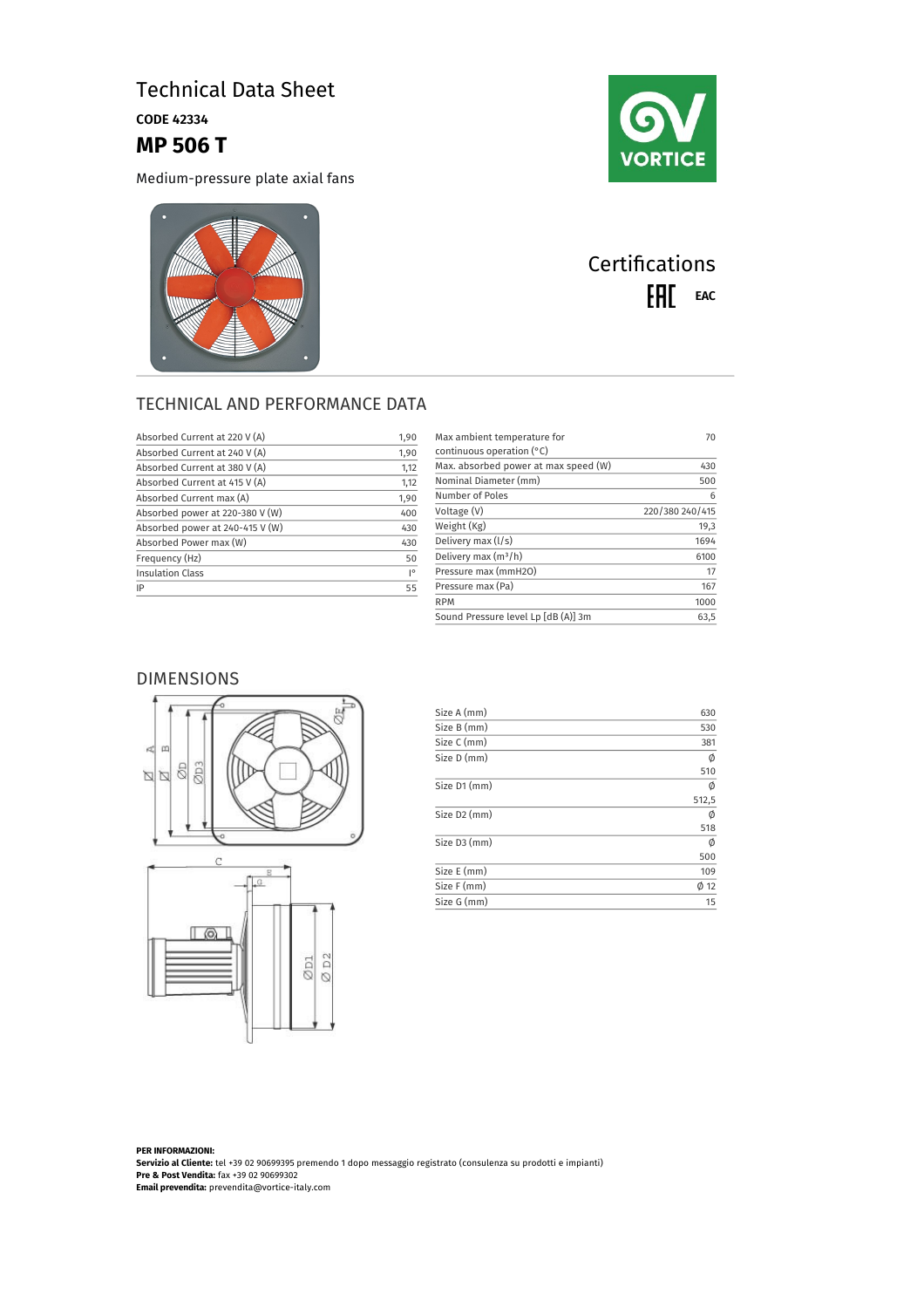# Technical Data Sheet

**CODE 42334**

## MP 506 T

Medium-pressure plate axial fans

VORTICE

## Certifications

EAC

## TECHNICAL AND PERFORMANCE DATA

| | |
|---|---|
| Absorbed Current at 220 V (A) | 1,90 |
| Absorbed Current at 240 V (A) | 1,90 |
| Absorbed Current at 380 V (A) | 1,12 |
| Absorbed Current at 415 V (A) | 1,12 |
| Absorbed Current max (A) | 1,90 |
| Absorbed power at 220-380 V (W) | 400 |
| Absorbed power at 240-415 V (W) | 430 |
| Absorbed Power max (W) | 430 |
| Frequency (Hz) | 50 |
| Insulation Class | I° |
| IP | 55 |

| | |
|---|---|
| Max ambient temperature for continuous operation (°C) | 70 |
| Max. absorbed power at max speed (W) | 430 |
| Nominal Diameter (mm) | 500 |
| Number of Poles | 6 |
| Voltage (V) | 220/380 240/415 |
| Weight (Kg) | 19,3 |
| Delivery max (l/s) | 1694 |
| Delivery max (m³/h) | 6100 |
| Pressure max (mmH2O) | 17 |
| Pressure max (Pa) | 167 |
| RPM | 1000 |
| Sound Pressure level Lp [dB (A)] 3m | 63,5 |

## DIMENSIONS

| | |
|---|---|
| Size A (mm) | 630 |
| Size B (mm) | 530 |
| Size C (mm) | 381 |
| Size D (mm) | Ø 510 |
| Size D1 (mm) | Ø 512,5 |
| Size D2 (mm) | Ø 518 |
| Size D3 (mm) | Ø 500 |
| Size E (mm) | 109 |
| Size F (mm) | Ø 12 |
| Size G (mm) | 15 |

**PER INFORMAZIONI:**
**Servizio al Cliente:** tel +39 02 90699395 premendo 1 dopo messaggio registrato (consulenza su prodotti e impianti)
**Pre & Post Vendita:** fax +39 02 90699302
**Email prevendita:** prevendita@vortice-italy.com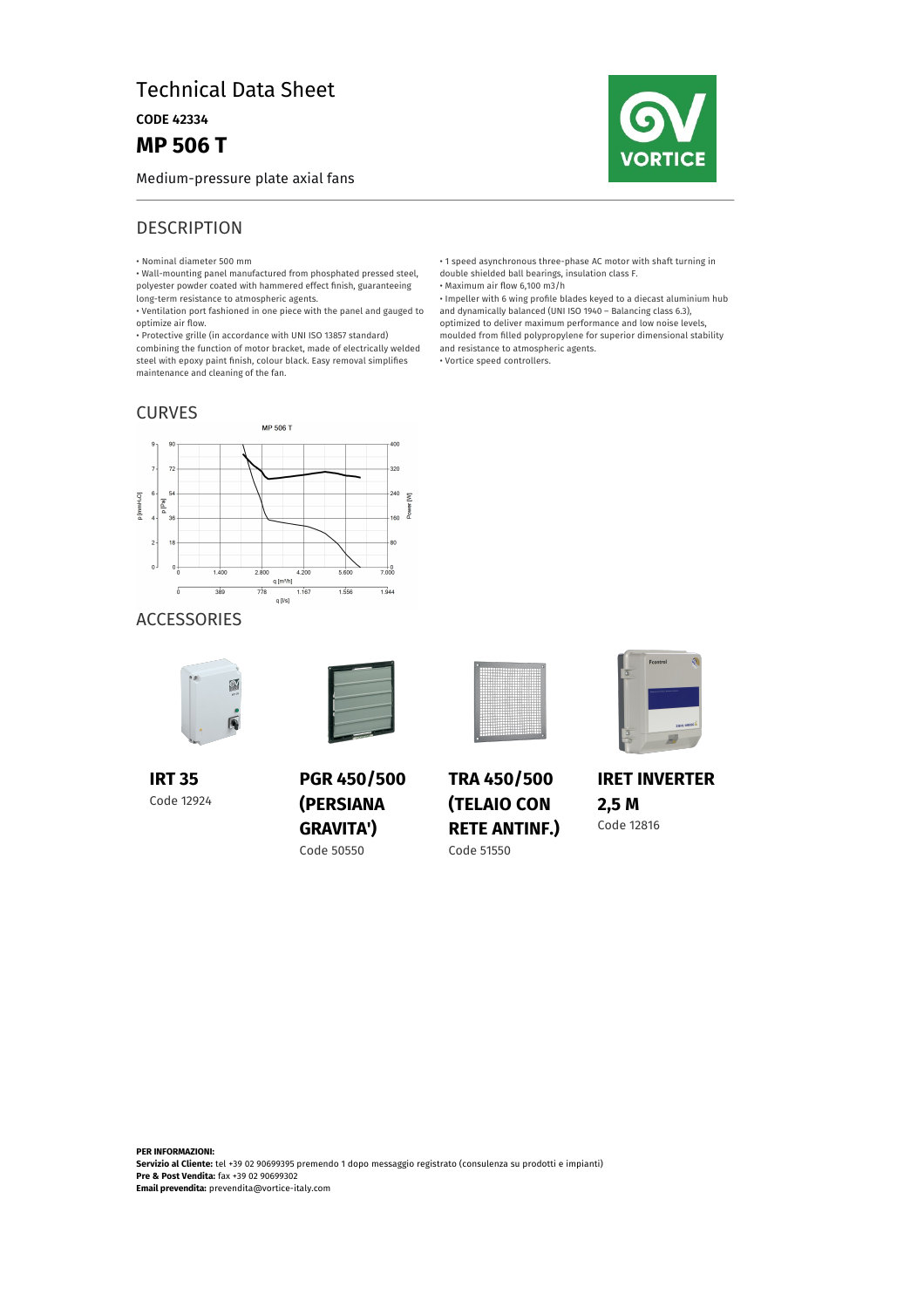# Technical Data Sheet

**CODE 42334**

## MP 506 T

Medium-pressure plate axial fans

## DESCRIPTION

- Nominal diameter 500 mm
- Wall-mounting panel manufactured from phosphated pressed steel, polyester powder coated with hammered effect finish, guaranteeing long-term resistance to atmospheric agents.
- Ventilation port fashioned in one piece with the panel and gauged to optimize air flow.
- Protective grille (in accordance with UNI ISO 13857 standard) combining the function of motor bracket, made of electrically welded steel with epoxy paint finish, colour black. Easy removal simplifies maintenance and cleaning of the fan.
- 1 speed asynchronous three-phase AC motor with shaft turning in double shielded ball bearings, insulation class F.
- Maximum air flow 6,100 m3/h
- Impeller with 6 wing profile blades keyed to a diecast aluminium hub and dynamically balanced (UNI ISO 1940 – Balancing class 6.3), optimized to deliver maximum performance and low noise levels, moulded from filled polypropylene for superior dimensional stability and resistance to atmospheric agents.
- Vortice speed controllers.

## CURVES

MP 506 T

p [mmH₂O]: 0, 2, 4, 6, 7, 9

p [Pa]: 0, 18, 36, 54, 72, 90

Power [W]: 0, 80, 160, 240, 320, 400

q [m³/h]: 0, 1.400, 2.800, 4.200, 5.600, 7.000

q [l/s]: 0, 389, 778, 1.167, 1.556, 1.944

## ACCESSORIES

**IRT 35**
Code 12924

**PGR 450/500 (PERSIANA GRAVITA')**
Code 50550

**TRA 450/500 (TELAIO CON RETE ANTINF.)**
Code 51550

**IRET INVERTER 2,5 M**
Code 12816

**PER INFORMAZIONI:**
**Servizio al Cliente:** tel +39 02 90699395 premendo 1 dopo messaggio registrato (consulenza su prodotti e impianti)
**Pre & Post Vendita:** fax +39 02 90699302
**Email prevendita:** prevendita@vortice-italy.com